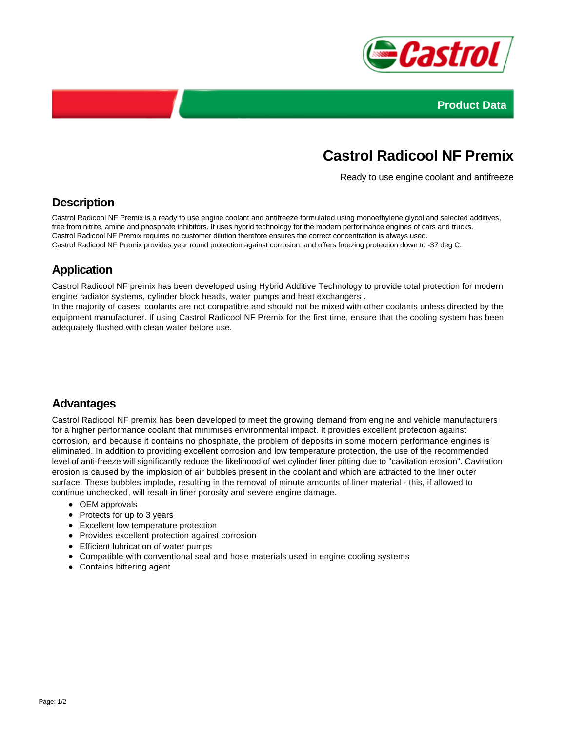Product Data

# Castrol Radicool NF Premix

Ready to use engine coolant and antifreeze

## Description

Castrol Radicool NF Premix is a ready to use engine coolant and antifreeze formulated using monoethylene glycol and selected additives, free from nitrite, amine and phosphate inhibitors. It uses hybrid technology for the modern performance engines of cars and trucks.
Castrol Radicool NF Premix requires no customer dilution therefore ensures the correct concentration is always used.
Castrol Radicool NF Premix provides year round protection against corrosion, and offers freezing protection down to -37 deg C.

## Application

Castrol Radicool NF premix has been developed using Hybrid Additive Technology to provide total protection for modern engine radiator systems, cylinder block heads, water pumps and heat exchangers .
In the majority of cases, coolants are not compatible and should not be mixed with other coolants unless directed by the equipment manufacturer. If using Castrol Radicool NF Premix for the first time, ensure that the cooling system has been adequately flushed with clean water before use.

## Advantages

Castrol Radicool NF premix has been developed to meet the growing demand from engine and vehicle manufacturers for a higher performance coolant that minimises environmental impact. It provides excellent protection against corrosion, and because it contains no phosphate, the problem of deposits in some modern performance engines is eliminated. In addition to providing excellent corrosion and low temperature protection, the use of the recommended level of anti-freeze will significantly reduce the likelihood of wet cylinder liner pitting due to "cavitation erosion". Cavitation erosion is caused by the implosion of air bubbles present in the coolant and which are attracted to the liner outer surface. These bubbles implode, resulting in the removal of minute amounts of liner material - this, if allowed to continue unchecked, will result in liner porosity and severe engine damage.

- OEM approvals
- Protects for up to 3 years
- Excellent low temperature protection
- Provides excellent protection against corrosion
- Efficient lubrication of water pumps
- Compatible with conventional seal and hose materials used in engine cooling systems
- Contains bittering agent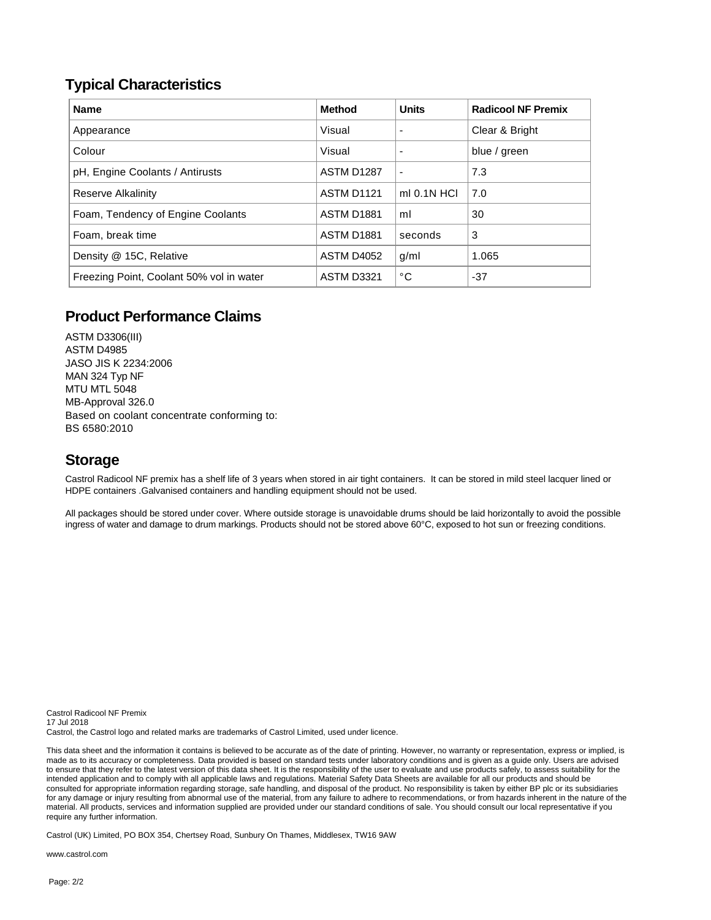## Typical Characteristics

| Name | Method | Units | Radicool NF Premix |
|---|---|---|---|
| Appearance | Visual | - | Clear & Bright |
| Colour | Visual | - | blue / green |
| pH, Engine Coolants / Antirusts | ASTM D1287 | - | 7.3 |
| Reserve Alkalinity | ASTM D1121 | ml 0.1N HCl | 7.0 |
| Foam, Tendency of Engine Coolants | ASTM D1881 | ml | 30 |
| Foam, break time | ASTM D1881 | seconds | 3 |
| Density @ 15C, Relative | ASTM D4052 | g/ml | 1.065 |
| Freezing Point, Coolant 50% vol in water | ASTM D3321 | °C | -37 |

## Product Performance Claims

ASTM D3306(III)
ASTM D4985
JASO JIS K 2234:2006
MAN 324 Typ NF
MTU MTL 5048
MB-Approval 326.0
Based on coolant concentrate conforming to:
BS 6580:2010

## Storage

Castrol Radicool NF premix has a shelf life of 3 years when stored in air tight containers. It can be stored in mild steel lacquer lined or HDPE containers .Galvanised containers and handling equipment should not be used.

All packages should be stored under cover. Where outside storage is unavoidable drums should be laid horizontally to avoid the possible ingress of water and damage to drum markings. Products should not be stored above 60°C, exposed to hot sun or freezing conditions.

Castrol Radicool NF Premix
17 Jul 2018
Castrol, the Castrol logo and related marks are trademarks of Castrol Limited, used under licence.

This data sheet and the information it contains is believed to be accurate as of the date of printing. However, no warranty or representation, express or implied, is made as to its accuracy or completeness. Data provided is based on standard tests under laboratory conditions and is given as a guide only. Users are advised to ensure that they refer to the latest version of this data sheet. It is the responsibility of the user to evaluate and use products safely, to assess suitability for the intended application and to comply with all applicable laws and regulations. Material Safety Data Sheets are available for all our products and should be consulted for appropriate information regarding storage, safe handling, and disposal of the product. No responsibility is taken by either BP plc or its subsidiaries for any damage or injury resulting from abnormal use of the material, from any failure to adhere to recommendations, or from hazards inherent in the nature of the material. All products, services and information supplied are provided under our standard conditions of sale. You should consult our local representative if you require any further information.

Castrol (UK) Limited, PO BOX 354, Chertsey Road, Sunbury On Thames, Middlesex, TW16 9AW

www.castrol.com